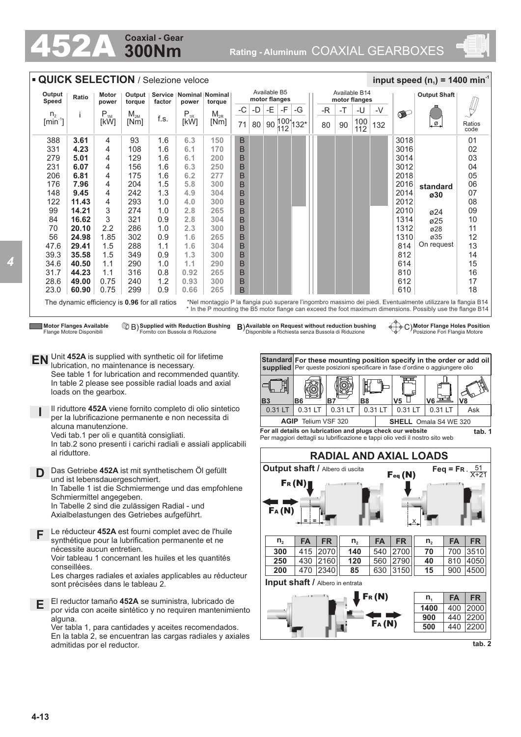# 452A Coaxial - Gear 300Nm

Rating - Aluminum COAXIAL GEARBOXES

## QUICK SELECTION / Selezione veloce

input speed ($n_1$) = 1400 min$^{-1}$

| Output Speed $n_2$ [min$^{-1}$] | Ratio i | Motor power $P_{1M}$ [kW] | Output torque $M_{2M}$ [Nm] | Service factor f.s. | Nominal power $P_{1R}$ [kW] | Nominal torque $M_{2R}$ [Nm] | B5 -C 71 | B5 -D 80 | B5 -E 90 | B5 -F 100*/112 | B5 -G 132* | B14 -R 80 | B14 -T 90 | B14 -U 100/112 | B14 -V 132 | Bushing | Output Shaft | Ratios code |
|---|---|---|---|---|---|---|---|---|---|---|---|---|---|---|---|---|---|---|
| 388 | **3.61** | 4 | 93 | 1.6 | 6.3 | 150 | B | | | | | | | | | 3018 | standard ø30 | 01 |
| 331 | **4.23** | 4 | 108 | 1.6 | 6.1 | 170 | B | | | | | | | | | 3016 | | 02 |
| 279 | **5.01** | 4 | 129 | 1.6 | 6.1 | 200 | B | | | | | | | | | 3014 | | 03 |
| 231 | **6.07** | 4 | 156 | 1.6 | 6.3 | 250 | B | | | | | | | | | 3012 | | 04 |
| 206 | **6.81** | 4 | 175 | 1.6 | 6.2 | 277 | B | | | | | | | | | 2018 | | 05 |
| 176 | **7.96** | 4 | 204 | 1.5 | 5.8 | 300 | B | | | | | | | | | 2016 | | 06 |
| 148 | **9.45** | 4 | 242 | 1.3 | 4.9 | 304 | B | | | | | | | | | 2014 | | 07 |
| 122 | **11.43** | 4 | 293 | 1.0 | 4.0 | 300 | B | | | | | | | | | 2012 | | 08 |
| 99 | **14.21** | 3 | 274 | 1.0 | 2.8 | 265 | B | | | | | | | | | 2010 | ø24 | 09 |
| 84 | **16.62** | 3 | 321 | 0.9 | 2.8 | 304 | B | | | | | | | | | 1314 | ø25 | 10 |
| 70 | **20.10** | 2.2 | 286 | 1.0 | 2.3 | 300 | B | | | | | | | | | 1312 | ø28 | 11 |
| 56 | **24.98** | 1.85 | 302 | 0.9 | 1.6 | 265 | B | | | | | | | | | 1310 | ø35 | 12 |
| 47.6 | **29.41** | 1.5 | 288 | 1.1 | 1.6 | 304 | B | | | | | | | | | 814 | On request | 13 |
| 39.3 | **35.58** | 1.5 | 349 | 0.9 | 1.3 | 300 | B | | | | | | | | | 812 | | 14 |
| 34.6 | **40.50** | 1.1 | 290 | 1.0 | 1.1 | 290 | B | | | | | | | | | 614 | | 15 |
| 31.7 | **44.23** | 1.1 | 316 | 0.8 | 0.92 | 265 | B | | | | | | | | | 810 | | 16 |
| 28.6 | **49.00** | 0.75 | 240 | 1.2 | 0.93 | 300 | B | | | | | | | | | 612 | | 17 |
| 23.0 | **60.90** | 0.75 | 299 | 0.9 | 0.66 | 265 | B | | | | | | | | | 610 | | 18 |

The dynamic efficiency is **0.96** for all ratios

*Nel montaggio P la flangia può superare l'ingombro massimo dei piedi. Eventualmente utilizzare la flangia B14
* In the P mounting the B5 motor flange can exceed the foot maximum dimensions. Possibly use the flange B14

Motor Flanges Available / Flange Motore Disponibili — B) Supplied with Reduction Bushing / Fornito con Bussola di Riduzione — B) Available on Request without reduction bushing / Disponibile a Richiesta senza Bussola di Riduzione — C) Motor Flange Holes Position / Posizione Fori Flangia Motore

**EN** Unit **452A** is supplied with synthetic oil for lifetime lubrication, no maintenance is necessary.
See table 1 for lubrication and recommended quantity.
In table 2 please see possible radial loads and axial loads on the gearbox.

**I** Il riduttore **452A** viene fornito completo di olio sintetico per la lubrificazione permanente e non necessita di alcuna manutenzione.
Vedi tab.1 per oli e quantità consigliati.
In tab.2 sono presenti i carichi radiali e assiali applicabili al riduttore.

**D** Das Getriebe **452A** ist mit synthetischem Öl gefüllt und ist lebensdauergeschmiert.
In Tabelle 1 ist die Schmiermenge und das empfohlene Schmiermittel angegeben.
In Tabelle 2 sind die zulässigen Radial - und Axialbelastungen des Getriebes aufgeführt.

**F** Le réducteur **452A** est fourni complet avec de l'huile synthétique pour la lubrification permanente et ne nécessite aucun entretien.
Voir tableau 1 concernant les huiles et les quantités conseillées.
Les charges radiales et axiales applicables au réducteur sont précisées dans le tableau 2.

**E** El reductor tamaño **452A** se suministra, lubricado de por vida con aceite sintético y no requiren mantenimiento alguna.
Ver tabla 1, para cantidades y aceites recomendados.
En la tabla 2, se encuentran las cargas radiales y axiales admitidas por el reductor.

**Standard supplied** — **For these mounting position specify in the order or add oil** / Per queste posizioni specificare in fase d'ordine o aggiungere olio

| B3 | B6 | B7 | B8 | V5 | V6 | V8 |
|---|---|---|---|---|---|---|
| 0.31 LT | 0.31 LT | 0.31 LT | 0.31 LT | 0.31 LT | 0.31 LT | Ask |

**AGIP** Telium VSF 320 — **SHELL** Omala S4 WE 320

**For all details on lubrication and plugs check our website**
Per maggiori dettagli su lubrificazione e tappi olio vedi il nostro sito web

tab. 1

## RADIAL AND AXIAL LOADS

**Output shaft /** Albero di uscita

$F_{eq} = F_R \cdot \frac{51}{X+21}$

| $n_2$ | FA | FR | $n_2$ | FA | FR | $n_2$ | FA | FR |
|---|---|---|---|---|---|---|---|---|
| **300** | 415 | 2070 | **140** | 540 | 2700 | **70** | 700 | 3510 |
| **250** | 430 | 2160 | **120** | 560 | 2790 | **40** | 810 | 4050 |
| **200** | 470 | 2340 | **85** | 630 | 3150 | **15** | 900 | 4500 |

**Input shaft /** Albero in entrata

| $n_1$ | FA | FR |
|---|---|---|
| **1400** | 400 | 2000 |
| **900** | 440 | 2200 |
| **500** | 440 | 2200 |

tab. 2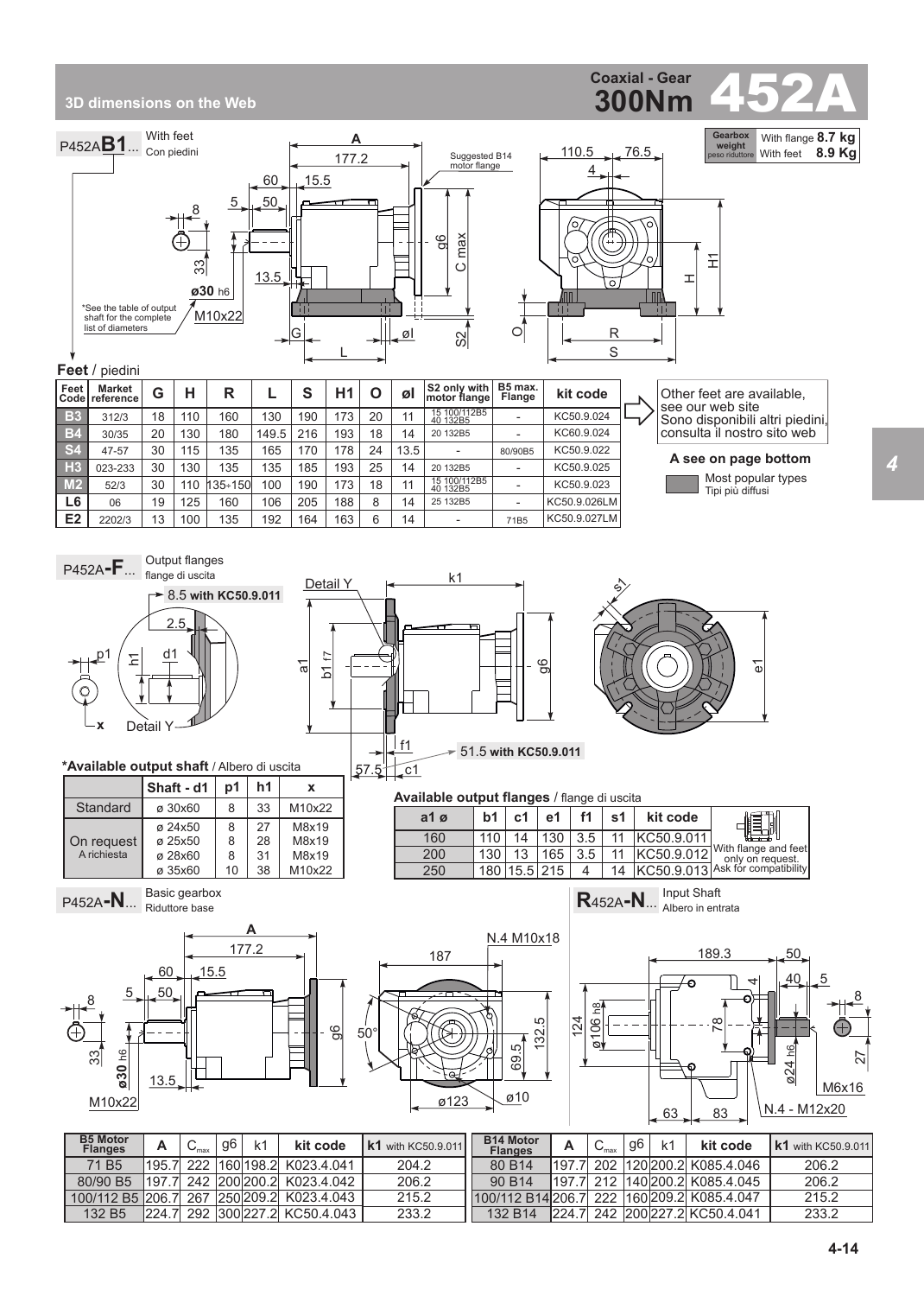# Coaxial - Gear 300Nm 452A

3D dimensions on the Web

| Gearbox weight / peso riduttore | |
|---|---|
| With flange | **8.7 kg** |
| With feet | **8.9 Kg** |

## P452A**B1**... With feet / Con piedini

A
177.2
60
15.5
5
50
8
33
13.5
**ø30** h6
M10x22
*See the table of output shaft for the complete list of diameters
Suggested B14 motor flange
g6
C max
G
L
øI
S2
110.5
76.5
4
O
R
S
H
H1

### Feet / piedini

| Feet Code | Market reference | G | H | R | L | S | H1 | O | øI | S2 only with motor flange | B5 max. Flange | kit code |
|---|---|---|---|---|---|---|---|---|---|---|---|---|
| B3 | 312/3 | 18 | 110 | 160 | 130 | 190 | 173 | 20 | 11 | 15 100/112B5 40 132B5 | - | KC50.9.024 |
| B4 | 30/35 | 20 | 130 | 180 | 149.5 | 216 | 193 | 18 | 14 | 20 132B5 | - | KC60.9.024 |
| S4 | 47-57 | 30 | 115 | 135 | 165 | 170 | 178 | 24 | 13.5 | - | 80/90B5 | KC50.9.022 |
| H3 | 023-233 | 30 | 130 | 135 | 135 | 185 | 193 | 25 | 14 | 20 132B5 | - | KC50.9.025 |
| M2 | 52/3 | 30 | 110 | 135÷150 | 100 | 190 | 173 | 18 | 11 | 15 100/112B5 40 132B5 | - | KC50.9.023 |
| L6 | 06 | 19 | 125 | 160 | 106 | 205 | 188 | 8 | 14 | 25 132B5 | - | KC50.9.026LM |
| E2 | 2202/3 | 13 | 100 | 135 | 192 | 164 | 163 | 6 | 14 | - | 71B5 | KC50.9.027LM |

Other feet are available, see our web site
Sono disponibili altri piedini, consulta il nostro sito web

**A see on page bottom**

Most popular types / Tipi più diffusi

## P452A**-F**... Output flanges / flange di uscita

8.5 **with KC50.9.011**
2.5
p1
h1
d1
x
Detail Y
k1
a1
b1 f7
g6
f1
57.5
c1
51.5 **with KC50.9.011**
s1
e1

### *Available output shaft / Albero di uscita

| | Shaft - d1 | p1 | h1 | x |
|---|---|---|---|---|
| Standard | ø 30x60 | 8 | 33 | M10x22 |
| On request / A richiesta | ø 24x50 | 8 | 27 | M8x19 |
| | ø 25x50 | 8 | 28 | M8x19 |
| | ø 28x60 | 8 | 31 | M8x19 |
| | ø 35x60 | 10 | 38 | M10x22 |

### Available output flanges / flange di uscita

| a1 ø | b1 | c1 | e1 | f1 | s1 | kit code |
|---|---|---|---|---|---|---|
| 160 | 110 | 14 | 130 | 3.5 | 11 | KC50.9.011 |
| 200 | 130 | 13 | 165 | 3.5 | 11 | KC50.9.012 |
| 250 | 180 | 15.5 | 215 | 4 | 14 | KC50.9.013 |

With flange and feet only on request. Ask for compatibility

## P452A**-N**... Basic gearbox / Riduttore base

A
177.2
60
15.5
5
50
8
33
**ø30** h6
13.5
M10x22
g6
187
N.4 M10x18
50°
132.5
69.5
ø123
ø10

## **R**452A**-N**... Input Shaft / Albero in entrata

189.3
50
40
5
4
8
124
ø106 h8
78
27
ø24 h6
M6x16
63
83
N.4 - M12x20

| B5 Motor Flanges | A | $C_{max}$ | g6 | k1 | kit code | k1 with KC50.9.011 |
|---|---|---|---|---|---|---|
| 71 B5 | 195.7 | 222 | 160 | 198.2 | K023.4.041 | 204.2 |
| 80/90 B5 | 197.7 | 242 | 200 | 200.2 | K023.4.042 | 206.2 |
| 100/112 B5 | 206.7 | 267 | 250 | 209.2 | K023.4.043 | 215.2 |
| 132 B5 | 224.7 | 292 | 300 | 227.2 | KC50.4.043 | 233.2 |

| B14 Motor Flanges | A | $C_{max}$ | g6 | k1 | kit code | k1 with KC50.9.011 |
|---|---|---|---|---|---|---|
| 80 B14 | 197.7 | 202 | 120 | 200.2 | K085.4.046 | 206.2 |
| 90 B14 | 197.7 | 212 | 140 | 200.2 | K085.4.045 | 206.2 |
| 100/112 B14 | 206.7 | 222 | 160 | 209.2 | K085.4.047 | 215.2 |
| 132 B14 | 224.7 | 242 | 200 | 227.2 | KC50.4.041 | 233.2 |